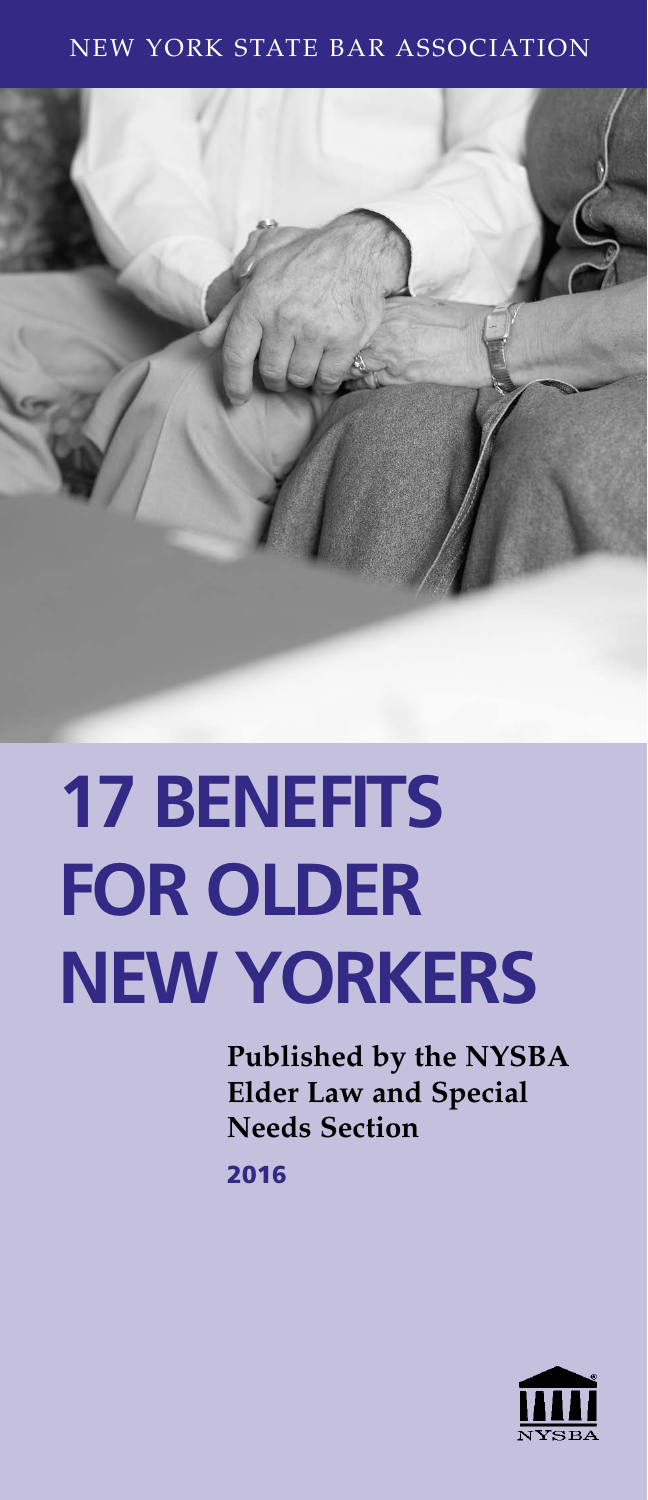NEW YORK STATE BAR ASSOCIATION

# 17 BENEFITS FOR OLDER NEW YORKERS

**Published by the NYSBA Elder Law and Special Needs Section**

2016

NYSBA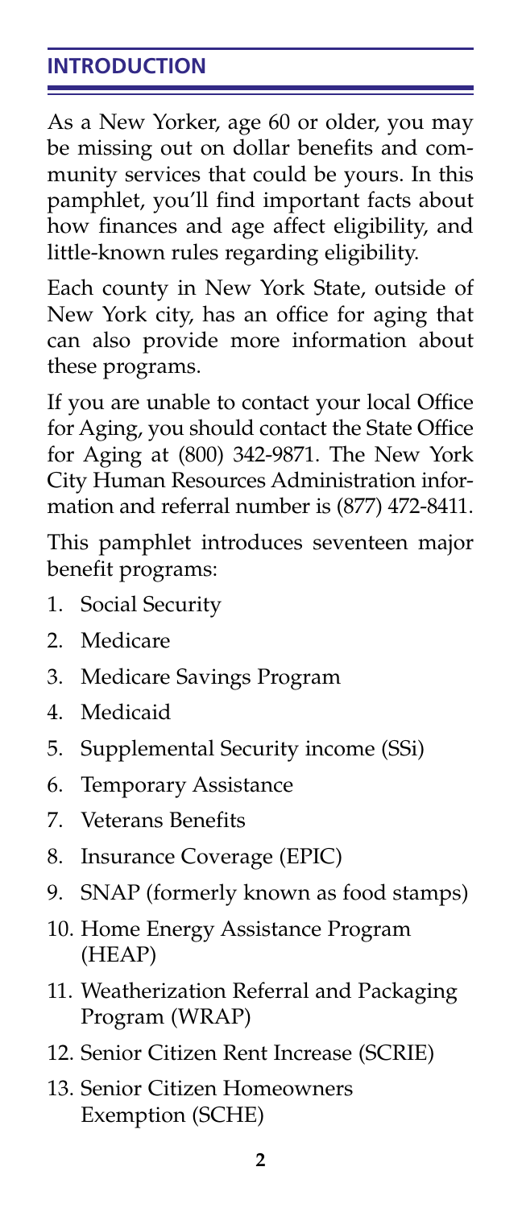## INTRODUCTION

As a New Yorker, age 60 or older, you may be missing out on dollar benefits and community services that could be yours. In this pamphlet, you'll find important facts about how finances and age affect eligibility, and little-known rules regarding eligibility.

Each county in New York State, outside of New York city, has an office for aging that can also provide more information about these programs.

If you are unable to contact your local Office for Aging, you should contact the State Office for Aging at (800) 342-9871. The New York City Human Resources Administration information and referral number is (877) 472-8411.

This pamphlet introduces seventeen major benefit programs:

1. Social Security
2. Medicare
3. Medicare Savings Program
4. Medicaid
5. Supplemental Security income (SSi)
6. Temporary Assistance
7. Veterans Benefits
8. Insurance Coverage (EPIC)
9. SNAP (formerly known as food stamps)
10. Home Energy Assistance Program (HEAP)
11. Weatherization Referral and Packaging Program (WRAP)
12. Senior Citizen Rent Increase (SCRIE)
13. Senior Citizen Homeowners Exemption (SCHE)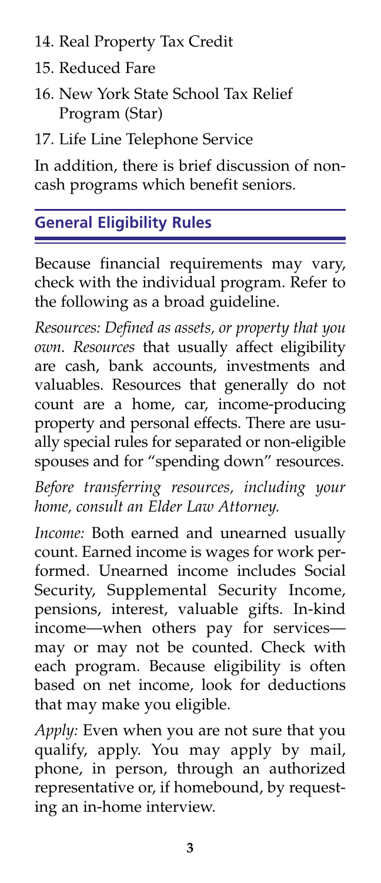14. Real Property Tax Credit
15. Reduced Fare
16. New York State School Tax Relief Program (Star)
17. Life Line Telephone Service

In addition, there is brief discussion of non-cash programs which benefit seniors.

## General Eligibility Rules

Because financial requirements may vary, check with the individual program. Refer to the following as a broad guideline.

*Resources: Defined as assets, or property that you own. Resources* that usually affect eligibility are cash, bank accounts, investments and valuables. Resources that generally do not count are a home, car, income-producing property and personal effects. There are usually special rules for separated or non-eligible spouses and for "spending down" resources.

*Before transferring resources, including your home, consult an Elder Law Attorney.*

*Income:* Both earned and unearned usually count. Earned income is wages for work performed. Unearned income includes Social Security, Supplemental Security Income, pensions, interest, valuable gifts. In-kind income—when others pay for services—may or may not be counted. Check with each program. Because eligibility is often based on net income, look for deductions that may make you eligible.

*Apply:* Even when you are not sure that you qualify, apply. You may apply by mail, phone, in person, through an authorized representative or, if homebound, by requesting an in-home interview.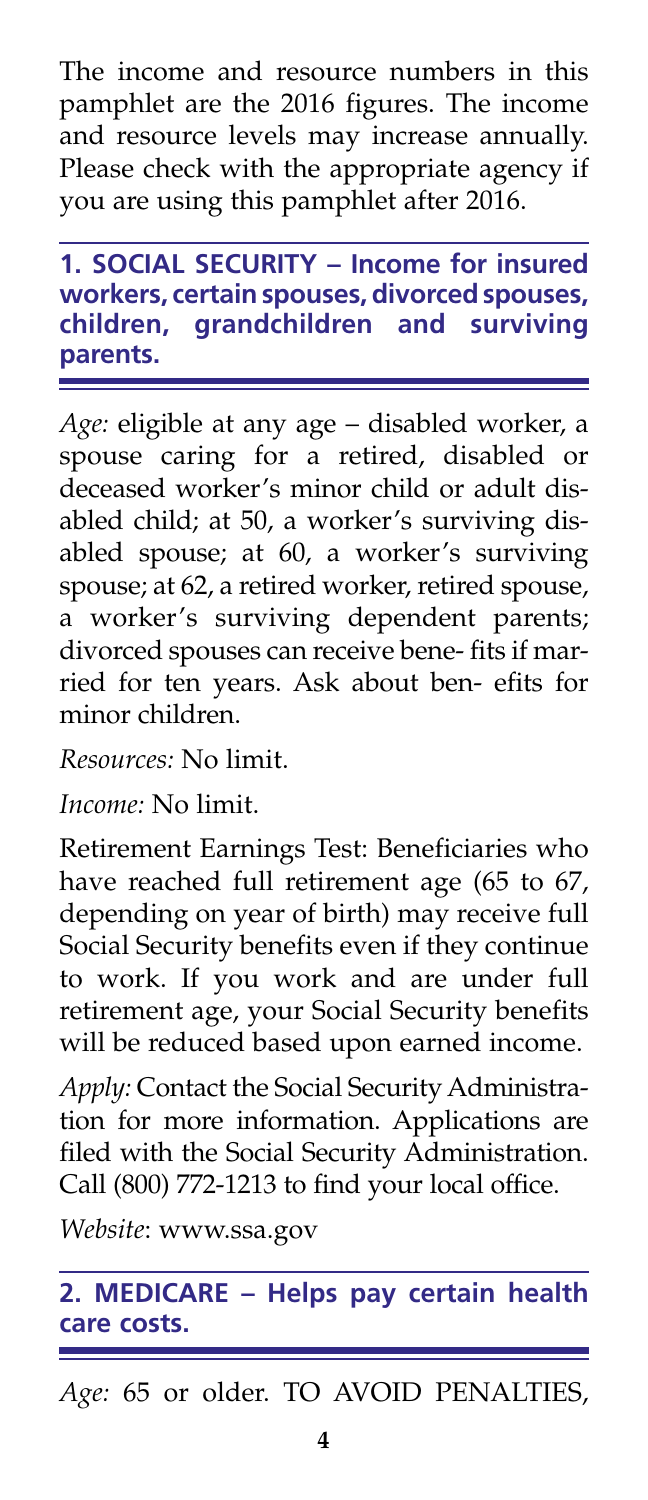The income and resource numbers in this pamphlet are the 2016 figures. The income and resource levels may increase annually. Please check with the appropriate agency if you are using this pamphlet after 2016.

## 1. SOCIAL SECURITY – Income for insured workers, certain spouses, divorced spouses, children, grandchildren and surviving parents.

*Age:* eligible at any age – disabled worker, a spouse caring for a retired, disabled or deceased worker's minor child or adult disabled child; at 50, a worker's surviving disabled spouse; at 60, a worker's surviving spouse; at 62, a retired worker, retired spouse, a worker's surviving dependent parents; divorced spouses can receive bene- fits if married for ten years. Ask about ben- efits for minor children.

*Resources:* No limit.

*Income:* No limit.

Retirement Earnings Test: Beneficiaries who have reached full retirement age (65 to 67, depending on year of birth) may receive full Social Security benefits even if they continue to work. If you work and are under full retirement age, your Social Security benefits will be reduced based upon earned income.

*Apply:* Contact the Social Security Administration for more information. Applications are filed with the Social Security Administration. Call (800) 772-1213 to find your local office.

*Website*: www.ssa.gov

## 2. MEDICARE – Helps pay certain health care costs.

*Age:* 65 or older. TO AVOID PENALTIES,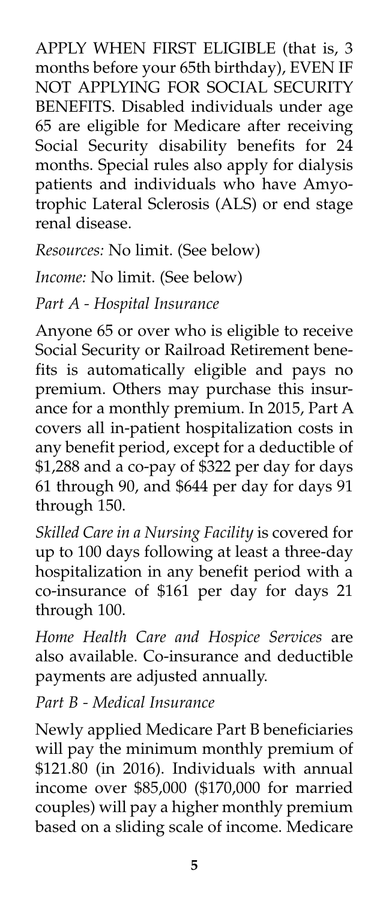APPLY WHEN FIRST ELIGIBLE (that is, 3 months before your 65th birthday), EVEN IF NOT APPLYING FOR SOCIAL SECURITY BENEFITS. Disabled individuals under age 65 are eligible for Medicare after receiving Social Security disability benefits for 24 months. Special rules also apply for dialysis patients and individuals who have Amyotrophic Lateral Sclerosis (ALS) or end stage renal disease.

*Resources:* No limit. (See below)

*Income:* No limit. (See below)

*Part A - Hospital Insurance*

Anyone 65 or over who is eligible to receive Social Security or Railroad Retirement benefits is automatically eligible and pays no premium. Others may purchase this insurance for a monthly premium. In 2015, Part A covers all in-patient hospitalization costs in any benefit period, except for a deductible of $1,288 and a co-pay of $322 per day for days 61 through 90, and $644 per day for days 91 through 150.

*Skilled Care in a Nursing Facility* is covered for up to 100 days following at least a three-day hospitalization in any benefit period with a co-insurance of $161 per day for days 21 through 100.

*Home Health Care and Hospice Services* are also available. Co-insurance and deductible payments are adjusted annually.

*Part B - Medical Insurance*

Newly applied Medicare Part B beneficiaries will pay the minimum monthly premium of $121.80 (in 2016). Individuals with annual income over $85,000 ($170,000 for married couples) will pay a higher monthly premium based on a sliding scale of income. Medicare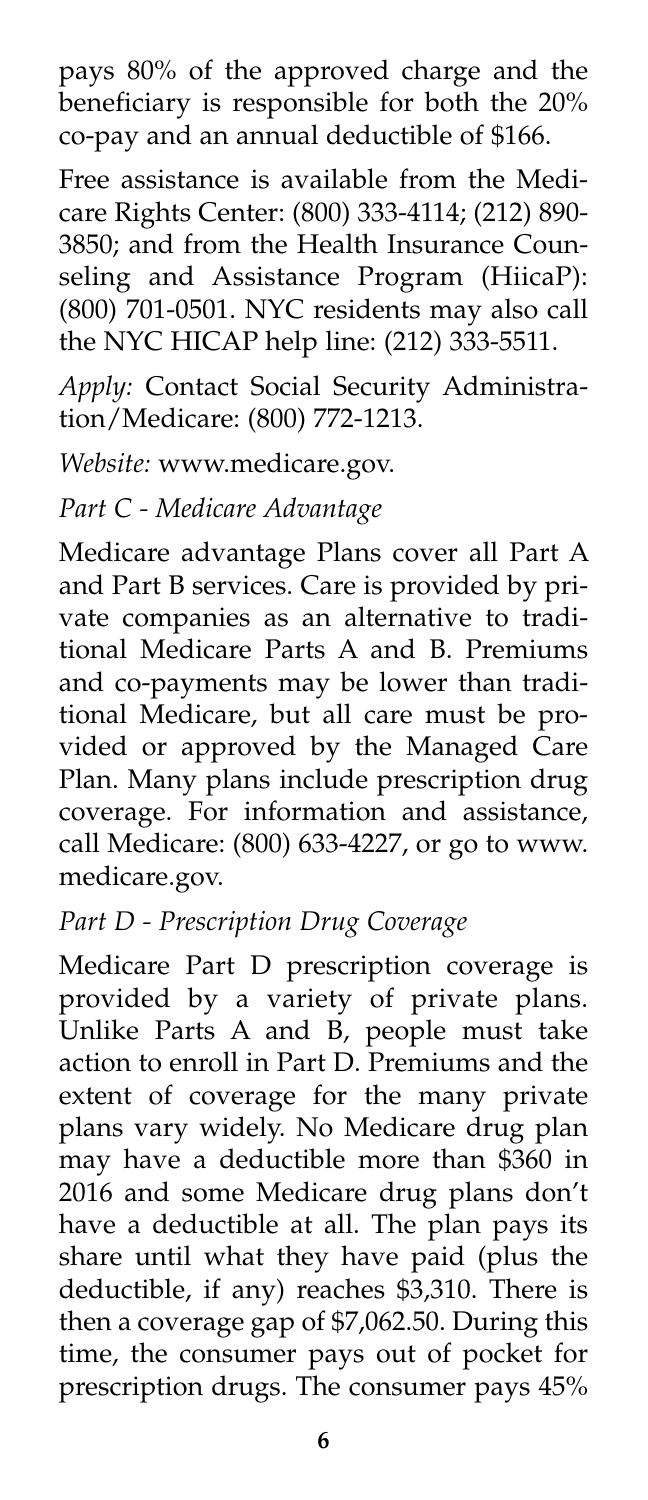pays 80% of the approved charge and the beneficiary is responsible for both the 20% co-pay and an annual deductible of $166.

Free assistance is available from the Medicare Rights Center: (800) 333-4114; (212) 890-3850; and from the Health Insurance Counseling and Assistance Program (HiicaP): (800) 701-0501. NYC residents may also call the NYC HICAP help line: (212) 333-5511.

*Apply:* Contact Social Security Administration/Medicare: (800) 772-1213.

*Website:* www.medicare.gov.

*Part C - Medicare Advantage*

Medicare advantage Plans cover all Part A and Part B services. Care is provided by private companies as an alternative to traditional Medicare Parts A and B. Premiums and co-payments may be lower than traditional Medicare, but all care must be provided or approved by the Managed Care Plan. Many plans include prescription drug coverage. For information and assistance, call Medicare: (800) 633-4227, or go to www.medicare.gov.

*Part D - Prescription Drug Coverage*

Medicare Part D prescription coverage is provided by a variety of private plans. Unlike Parts A and B, people must take action to enroll in Part D. Premiums and the extent of coverage for the many private plans vary widely. No Medicare drug plan may have a deductible more than $360 in 2016 and some Medicare drug plans don't have a deductible at all. The plan pays its share until what they have paid (plus the deductible, if any) reaches $3,310. There is then a coverage gap of $7,062.50. During this time, the consumer pays out of pocket for prescription drugs. The consumer pays 45%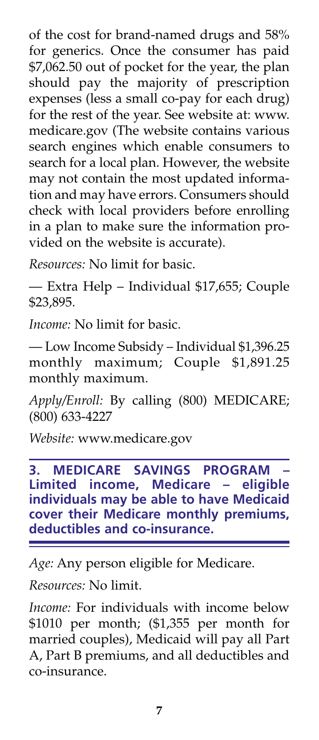of the cost for brand-named drugs and 58% for generics. Once the consumer has paid $7,062.50 out of pocket for the year, the plan should pay the majority of prescription expenses (less a small co-pay for each drug) for the rest of the year. See website at: www.medicare.gov (The website contains various search engines which enable consumers to search for a local plan. However, the website may not contain the most updated information and may have errors. Consumers should check with local providers before enrolling in a plan to make sure the information provided on the website is accurate).

*Resources:* No limit for basic.

— Extra Help – Individual $17,655; Couple $23,895.

*Income:* No limit for basic.

— Low Income Subsidy – Individual $1,396.25 monthly maximum; Couple $1,891.25 monthly maximum.

*Apply/Enroll:* By calling (800) MEDICARE; (800) 633-4227

*Website:* www.medicare.gov

## 3. MEDICARE SAVINGS PROGRAM – Limited income, Medicare – eligible individuals may be able to have Medicaid cover their Medicare monthly premiums, deductibles and co-insurance.

*Age:* Any person eligible for Medicare.

*Resources:* No limit.

*Income:* For individuals with income below $1010 per month; ($1,355 per month for married couples), Medicaid will pay all Part A, Part B premiums, and all deductibles and co-insurance.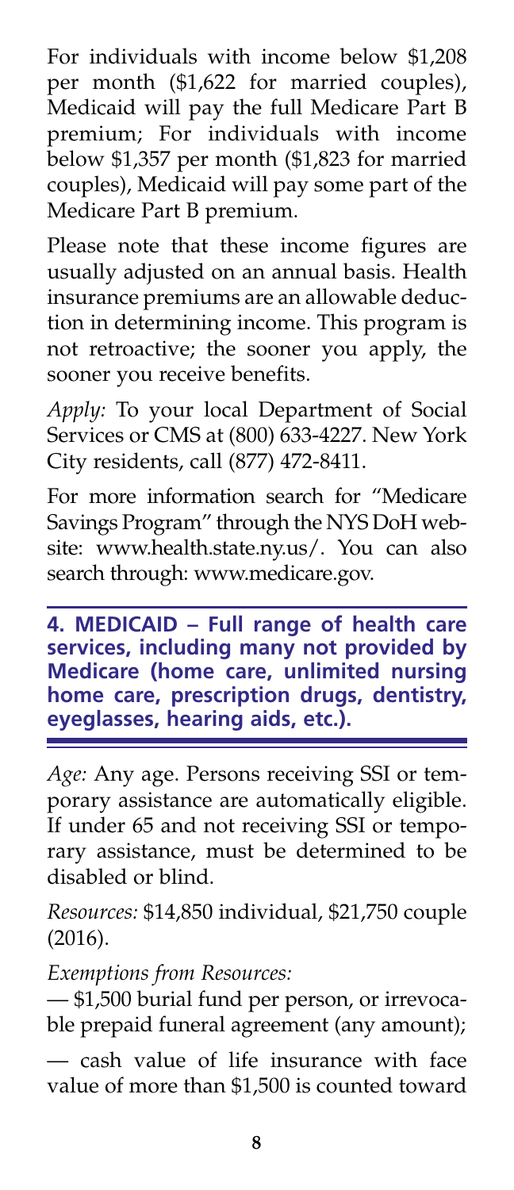For individuals with income below $1,208 per month ($1,622 for married couples), Medicaid will pay the full Medicare Part B premium; For individuals with income below $1,357 per month ($1,823 for married couples), Medicaid will pay some part of the Medicare Part B premium.

Please note that these income figures are usually adjusted on an annual basis. Health insurance premiums are an allowable deduction in determining income. This program is not retroactive; the sooner you apply, the sooner you receive benefits.

*Apply:* To your local Department of Social Services or CMS at (800) 633-4227. New York City residents, call (877) 472-8411.

For more information search for "Medicare Savings Program" through the NYS DoH website: www.health.state.ny.us/. You can also search through: www.medicare.gov.

## 4. MEDICAID – Full range of health care services, including many not provided by Medicare (home care, unlimited nursing home care, prescription drugs, dentistry, eyeglasses, hearing aids, etc.).

*Age:* Any age. Persons receiving SSI or temporary assistance are automatically eligible. If under 65 and not receiving SSI or temporary assistance, must be determined to be disabled or blind.

*Resources:* $14,850 individual, $21,750 couple (2016).

*Exemptions from Resources:*

— $1,500 burial fund per person, or irrevocable prepaid funeral agreement (any amount);

— cash value of life insurance with face value of more than $1,500 is counted toward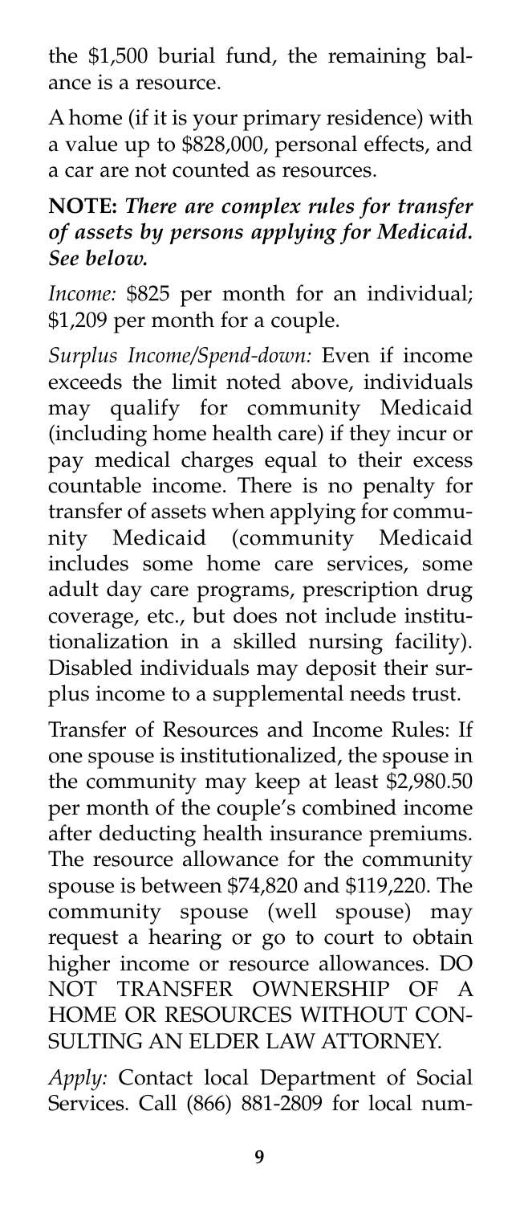the $1,500 burial fund, the remaining balance is a resource.

A home (if it is your primary residence) with a value up to $828,000, personal effects, and a car are not counted as resources.

**NOTE:** ***There are complex rules for transfer of assets by persons applying for Medicaid. See below.***

*Income:* $825 per month for an individual; $1,209 per month for a couple.

*Surplus Income/Spend-down:* Even if income exceeds the limit noted above, individuals may qualify for community Medicaid (including home health care) if they incur or pay medical charges equal to their excess countable income. There is no penalty for transfer of assets when applying for community Medicaid (community Medicaid includes some home care services, some adult day care programs, prescription drug coverage, etc., but does not include institutionalization in a skilled nursing facility). Disabled individuals may deposit their surplus income to a supplemental needs trust.

Transfer of Resources and Income Rules: If one spouse is institutionalized, the spouse in the community may keep at least $2,980.50 per month of the couple's combined income after deducting health insurance premiums. The resource allowance for the community spouse is between $74,820 and $119,220. The community spouse (well spouse) may request a hearing or go to court to obtain higher income or resource allowances. DO NOT TRANSFER OWNERSHIP OF A HOME OR RESOURCES WITHOUT CONSULTING AN ELDER LAW ATTORNEY.

*Apply:* Contact local Department of Social Services. Call (866) 881-2809 for local num-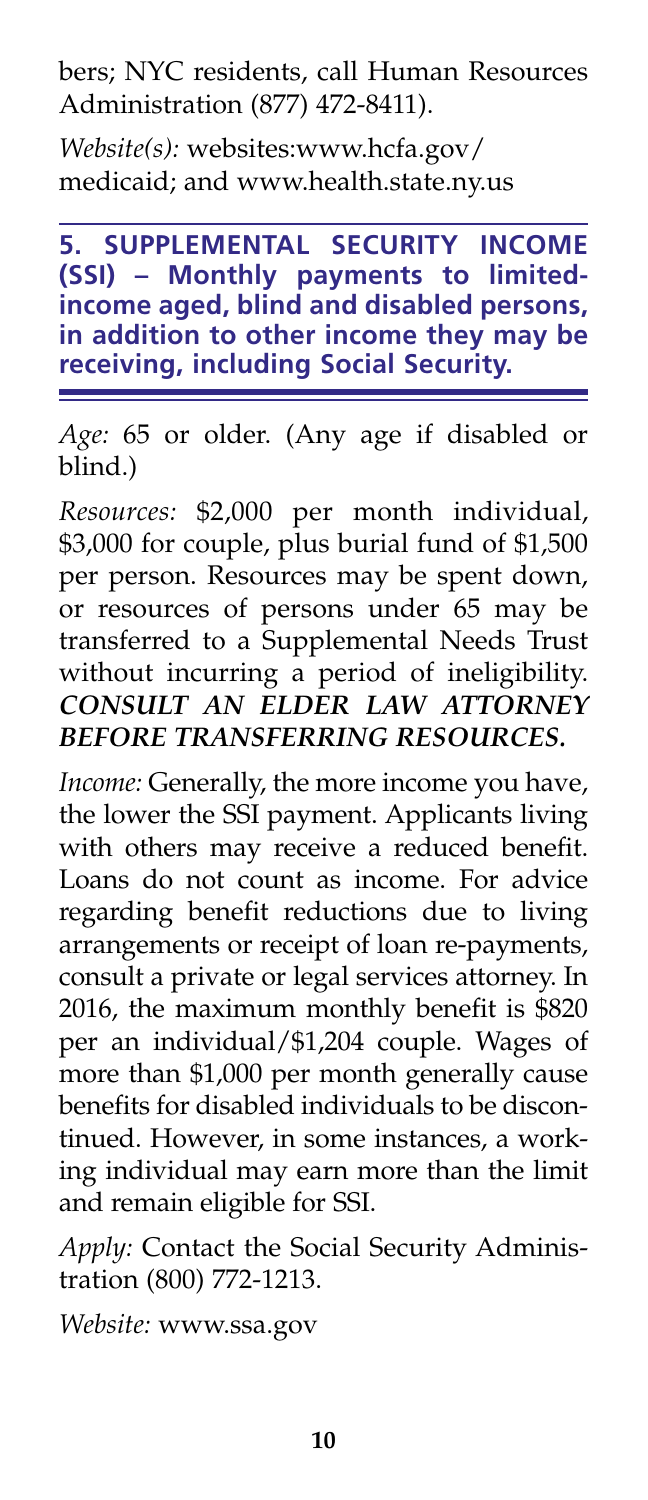bers; NYC residents, call Human Resources Administration (877) 472-8411).

*Website(s):* websites:www.hcfa.gov/medicaid; and www.health.state.ny.us

## 5. SUPPLEMENTAL SECURITY INCOME (SSI) – Monthly payments to limited-income aged, blind and disabled persons, in addition to other income they may be receiving, including Social Security.

*Age:* 65 or older. (Any age if disabled or blind.)

*Resources:* $2,000 per month individual, $3,000 for couple, plus burial fund of $1,500 per person. Resources may be spent down, or resources of persons under 65 may be transferred to a Supplemental Needs Trust without incurring a period of ineligibility. ***CONSULT AN ELDER LAW ATTORNEY BEFORE TRANSFERRING RESOURCES.***

*Income:* Generally, the more income you have, the lower the SSI payment. Applicants living with others may receive a reduced benefit. Loans do not count as income. For advice regarding benefit reductions due to living arrangements or receipt of loan re-payments, consult a private or legal services attorney. In 2016, the maximum monthly benefit is $820 per an individual/$1,204 couple. Wages of more than $1,000 per month generally cause benefits for disabled individuals to be discontinued. However, in some instances, a working individual may earn more than the limit and remain eligible for SSI.

*Apply:* Contact the Social Security Administration (800) 772-1213.

*Website:* www.ssa.gov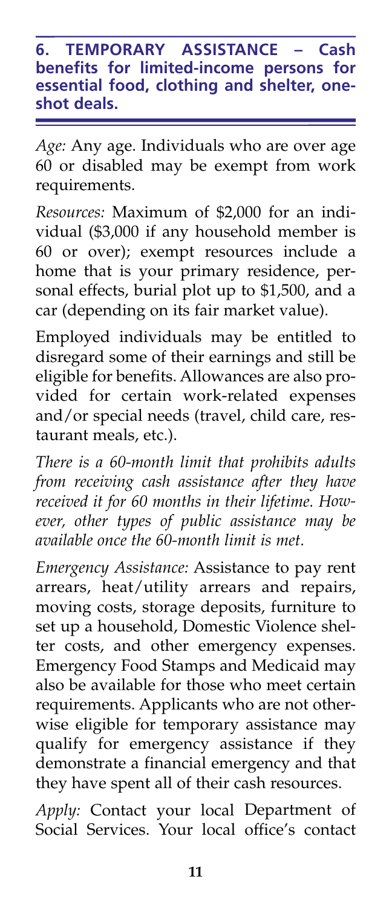## 6. TEMPORARY ASSISTANCE – Cash benefits for limited-income persons for essential food, clothing and shelter, one-shot deals.

*Age:* Any age. Individuals who are over age 60 or disabled may be exempt from work requirements.

*Resources:* Maximum of $2,000 for an individual ($3,000 if any household member is 60 or over); exempt resources include a home that is your primary residence, personal effects, burial plot up to $1,500, and a car (depending on its fair market value).

Employed individuals may be entitled to disregard some of their earnings and still be eligible for benefits. Allowances are also provided for certain work-related expenses and/or special needs (travel, child care, restaurant meals, etc.).

*There is a 60-month limit that prohibits adults from receiving cash assistance after they have received it for 60 months in their lifetime. However, other types of public assistance may be available once the 60-month limit is met.*

*Emergency Assistance:* Assistance to pay rent arrears, heat/utility arrears and repairs, moving costs, storage deposits, furniture to set up a household, Domestic Violence shelter costs, and other emergency expenses. Emergency Food Stamps and Medicaid may also be available for those who meet certain requirements. Applicants who are not otherwise eligible for temporary assistance may qualify for emergency assistance if they demonstrate a financial emergency and that they have spent all of their cash resources.

*Apply:* Contact your local Department of Social Services. Your local office's contact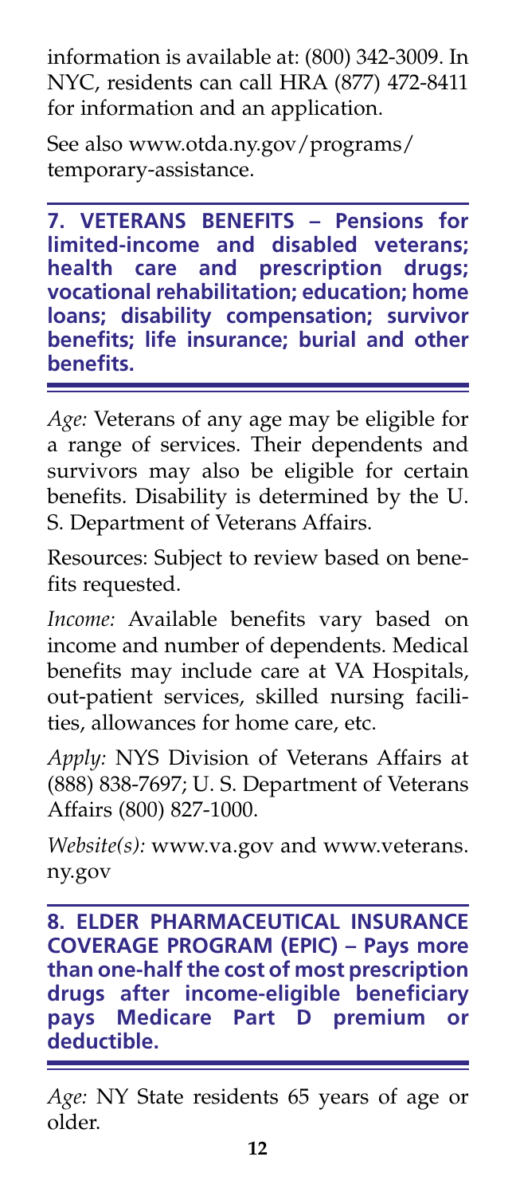information is available at: (800) 342-3009. In NYC, residents can call HRA (877) 472-8411 for information and an application.

See also www.otda.ny.gov/programs/temporary-assistance.

## 7. VETERANS BENEFITS – Pensions for limited-income and disabled veterans; health care and prescription drugs; vocational rehabilitation; education; home loans; disability compensation; survivor benefits; life insurance; burial and other benefits.

*Age:* Veterans of any age may be eligible for a range of services. Their dependents and survivors may also be eligible for certain benefits. Disability is determined by the U. S. Department of Veterans Affairs.

Resources: Subject to review based on benefits requested.

*Income:* Available benefits vary based on income and number of dependents. Medical benefits may include care at VA Hospitals, out-patient services, skilled nursing facilities, allowances for home care, etc.

*Apply:* NYS Division of Veterans Affairs at (888) 838-7697; U. S. Department of Veterans Affairs (800) 827-1000.

*Website(s):* www.va.gov and www.veterans.ny.gov

## 8. ELDER PHARMACEUTICAL INSURANCE COVERAGE PROGRAM (EPIC) – Pays more than one-half the cost of most prescription drugs after income-eligible beneficiary pays Medicare Part D premium or deductible.

*Age:* NY State residents 65 years of age or older.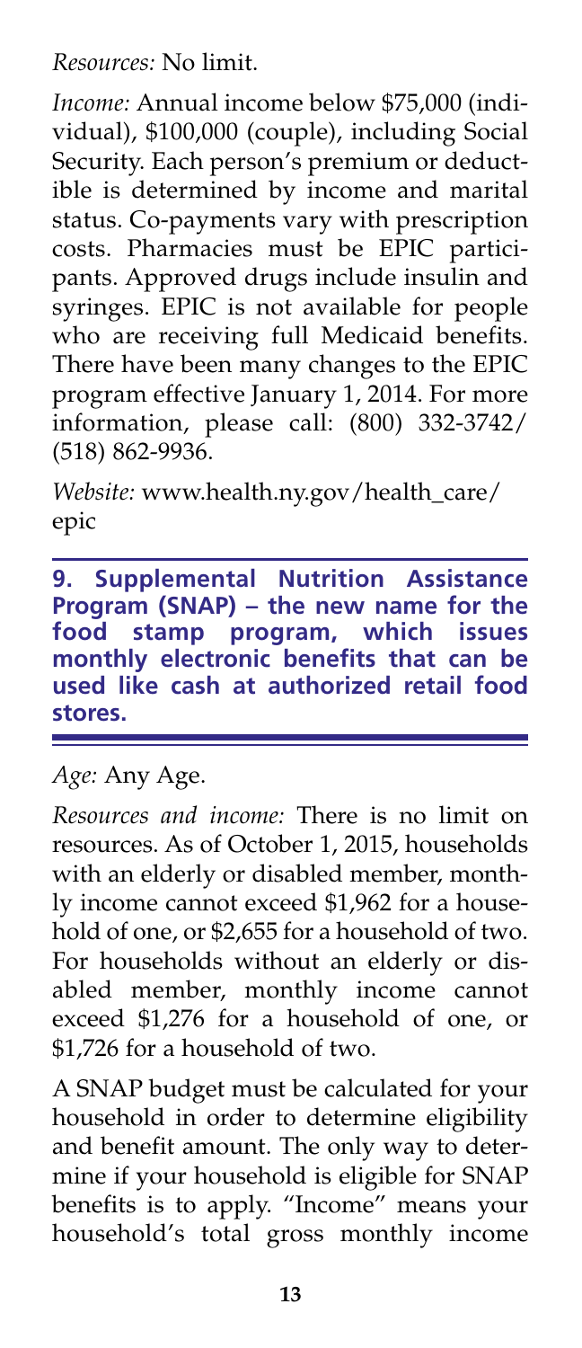*Resources:* No limit.

*Income:* Annual income below $75,000 (individual), $100,000 (couple), including Social Security. Each person's premium or deductible is determined by income and marital status. Co-payments vary with prescription costs. Pharmacies must be EPIC participants. Approved drugs include insulin and syringes. EPIC is not available for people who are receiving full Medicaid benefits. There have been many changes to the EPIC program effective January 1, 2014. For more information, please call: (800) 332-3742/ (518) 862-9936.

*Website:* www.health.ny.gov/health_care/epic

## 9. Supplemental Nutrition Assistance Program (SNAP) – the new name for the food stamp program, which issues monthly electronic benefits that can be used like cash at authorized retail food stores.

*Age:* Any Age.

*Resources and income:* There is no limit on resources. As of October 1, 2015, households with an elderly or disabled member, monthly income cannot exceed $1,962 for a household of one, or $2,655 for a household of two. For households without an elderly or disabled member, monthly income cannot exceed $1,276 for a household of one, or $1,726 for a household of two.

A SNAP budget must be calculated for your household in order to determine eligibility and benefit amount. The only way to determine if your household is eligible for SNAP benefits is to apply. "Income" means your household's total gross monthly income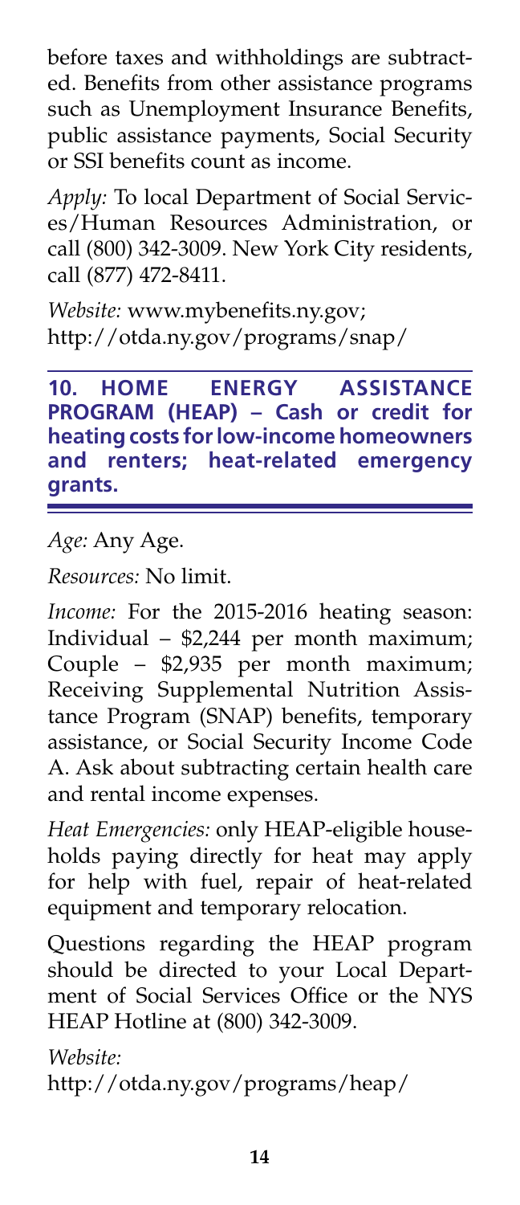before taxes and withholdings are subtracted. Benefits from other assistance programs such as Unemployment Insurance Benefits, public assistance payments, Social Security or SSI benefits count as income.

*Apply:* To local Department of Social Services/Human Resources Administration, or call (800) 342-3009. New York City residents, call (877) 472-8411.

*Website:* www.mybenefits.ny.gov; http://otda.ny.gov/programs/snap/

## 10. HOME ENERGY ASSISTANCE PROGRAM (HEAP) – Cash or credit for heating costs for low-income homeowners and renters; heat-related emergency grants.

*Age:* Any Age.

*Resources:* No limit.

*Income:* For the 2015-2016 heating season: Individual – $2,244 per month maximum; Couple – $2,935 per month maximum; Receiving Supplemental Nutrition Assistance Program (SNAP) benefits, temporary assistance, or Social Security Income Code A. Ask about subtracting certain health care and rental income expenses.

*Heat Emergencies:* only HEAP-eligible households paying directly for heat may apply for help with fuel, repair of heat-related equipment and temporary relocation.

Questions regarding the HEAP program should be directed to your Local Department of Social Services Office or the NYS HEAP Hotline at (800) 342-3009.

*Website:* http://otda.ny.gov/programs/heap/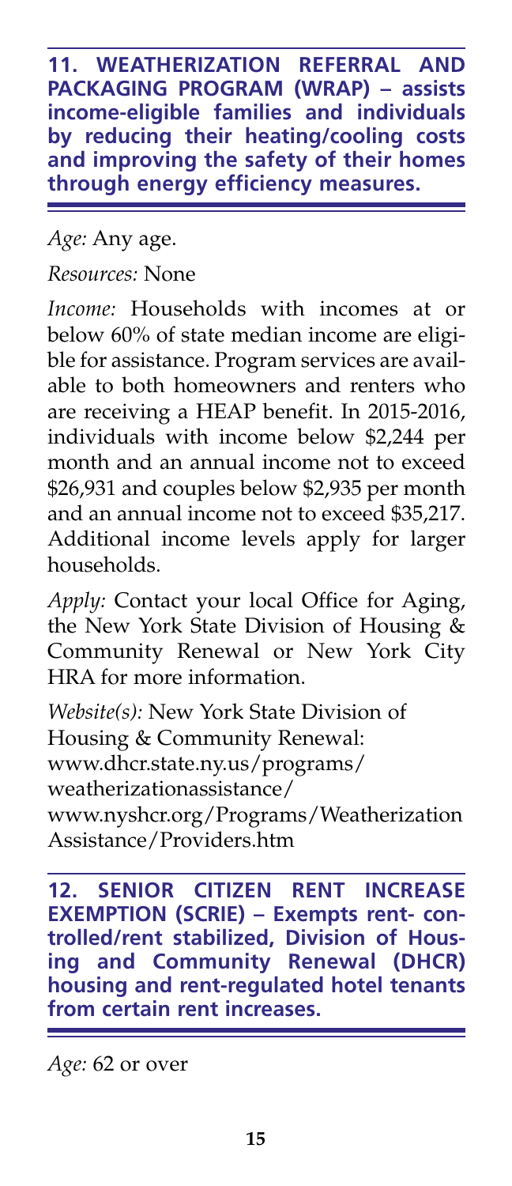## 11. WEATHERIZATION REFERRAL AND PACKAGING PROGRAM (WRAP) – assists income-eligible families and individuals by reducing their heating/cooling costs and improving the safety of their homes through energy efficiency measures.

*Age:* Any age.

*Resources:* None

*Income:* Households with incomes at or below 60% of state median income are eligible for assistance. Program services are available to both homeowners and renters who are receiving a HEAP benefit. In 2015-2016, individuals with income below $2,244 per month and an annual income not to exceed $26,931 and couples below $2,935 per month and an annual income not to exceed $35,217. Additional income levels apply for larger households.

*Apply:* Contact your local Office for Aging, the New York State Division of Housing & Community Renewal or New York City HRA for more information.

*Website(s):* New York State Division of Housing & Community Renewal:
www.dhcr.state.ny.us/programs/weatherizationassistance/
www.nyshcr.org/Programs/WeatherizationAssistance/Providers.htm

## 12. SENIOR CITIZEN RENT INCREASE EXEMPTION (SCRIE) – Exempts rent- controlled/rent stabilized, Division of Housing and Community Renewal (DHCR) housing and rent-regulated hotel tenants from certain rent increases.

*Age:* 62 or over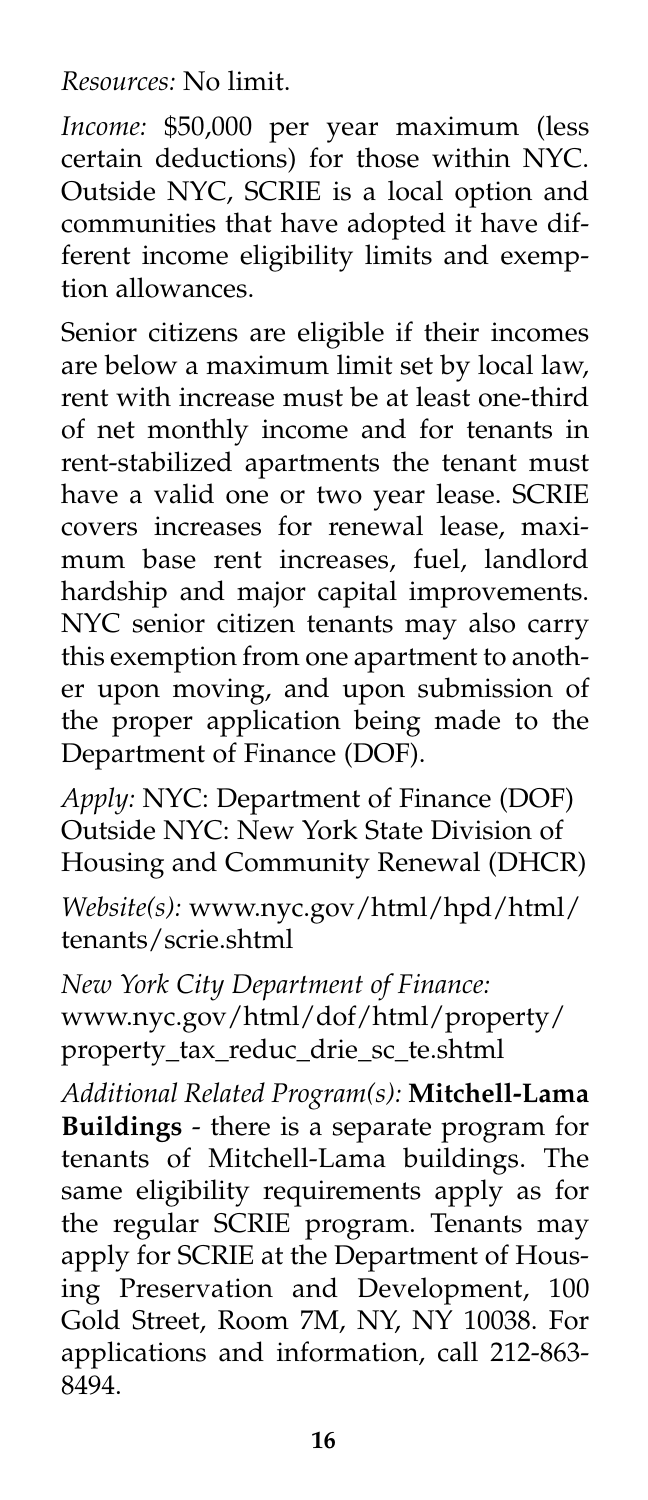*Resources:* No limit.

*Income:* $50,000 per year maximum (less certain deductions) for those within NYC. Outside NYC, SCRIE is a local option and communities that have adopted it have different income eligibility limits and exemption allowances.

Senior citizens are eligible if their incomes are below a maximum limit set by local law, rent with increase must be at least one-third of net monthly income and for tenants in rent-stabilized apartments the tenant must have a valid one or two year lease. SCRIE covers increases for renewal lease, maximum base rent increases, fuel, landlord hardship and major capital improvements. NYC senior citizen tenants may also carry this exemption from one apartment to another upon moving, and upon submission of the proper application being made to the Department of Finance (DOF).

*Apply:* NYC: Department of Finance (DOF)
Outside NYC: New York State Division of Housing and Community Renewal (DHCR)

*Website(s):* www.nyc.gov/html/hpd/html/tenants/scrie.shtml

*New York City Department of Finance:* www.nyc.gov/html/dof/html/property/property_tax_reduc_drie_sc_te.shtml

*Additional Related Program(s):* **Mitchell-Lama Buildings** - there is a separate program for tenants of Mitchell-Lama buildings. The same eligibility requirements apply as for the regular SCRIE program. Tenants may apply for SCRIE at the Department of Housing Preservation and Development, 100 Gold Street, Room 7M, NY, NY 10038. For applications and information, call 212-863-8494.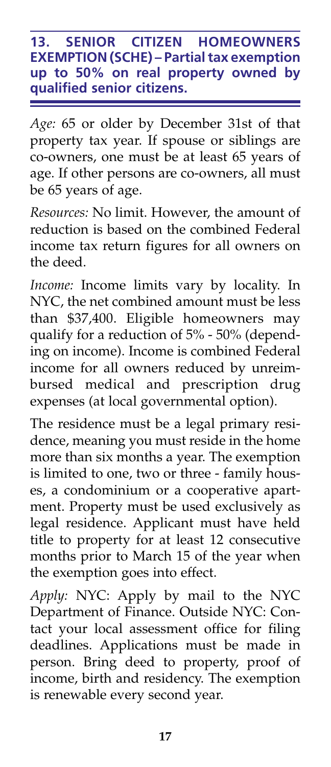## 13. SENIOR CITIZEN HOMEOWNERS EXEMPTION (SCHE) – Partial tax exemption up to 50% on real property owned by qualified senior citizens.

*Age:* 65 or older by December 31st of that property tax year. If spouse or siblings are co-owners, one must be at least 65 years of age. If other persons are co-owners, all must be 65 years of age.

*Resources:* No limit. However, the amount of reduction is based on the combined Federal income tax return figures for all owners on the deed.

*Income:* Income limits vary by locality. In NYC, the net combined amount must be less than $37,400. Eligible homeowners may qualify for a reduction of 5% - 50% (depending on income). Income is combined Federal income for all owners reduced by unreimbursed medical and prescription drug expenses (at local governmental option).

The residence must be a legal primary residence, meaning you must reside in the home more than six months a year. The exemption is limited to one, two or three - family houses, a condominium or a cooperative apartment. Property must be used exclusively as legal residence. Applicant must have held title to property for at least 12 consecutive months prior to March 15 of the year when the exemption goes into effect.

*Apply:* NYC: Apply by mail to the NYC Department of Finance. Outside NYC: Contact your local assessment office for filing deadlines. Applications must be made in person. Bring deed to property, proof of income, birth and residency. The exemption is renewable every second year.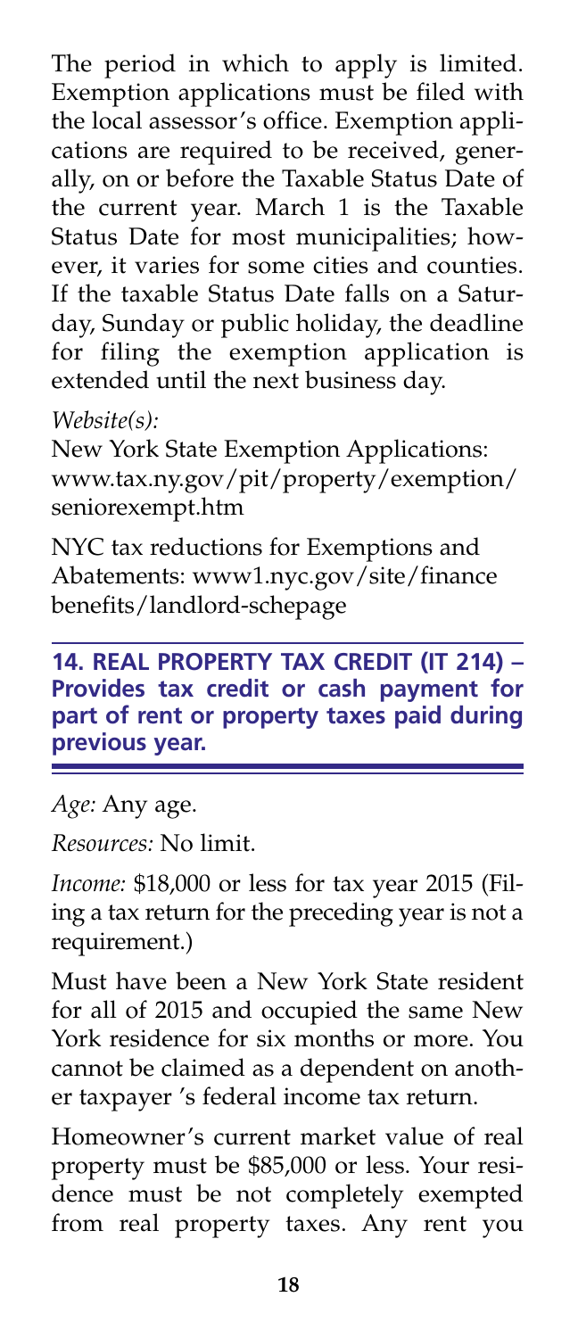The period in which to apply is limited. Exemption applications must be filed with the local assessor's office. Exemption applications are required to be received, generally, on or before the Taxable Status Date of the current year. March 1 is the Taxable Status Date for most municipalities; however, it varies for some cities and counties. If the taxable Status Date falls on a Saturday, Sunday or public holiday, the deadline for filing the exemption application is extended until the next business day.

*Website(s):*

New York State Exemption Applications: www.tax.ny.gov/pit/property/exemption/seniorexempt.htm

NYC tax reductions for Exemptions and Abatements: www1.nyc.gov/site/finance benefits/landlord-schepage

## 14. REAL PROPERTY TAX CREDIT (IT 214) – Provides tax credit or cash payment for part of rent or property taxes paid during previous year.

*Age:* Any age.

*Resources:* No limit.

*Income:* $18,000 or less for tax year 2015 (Filing a tax return for the preceding year is not a requirement.)

Must have been a New York State resident for all of 2015 and occupied the same New York residence for six months or more. You cannot be claimed as a dependent on another taxpayer 's federal income tax return.

Homeowner's current market value of real property must be $85,000 or less. Your residence must be not completely exempted from real property taxes. Any rent you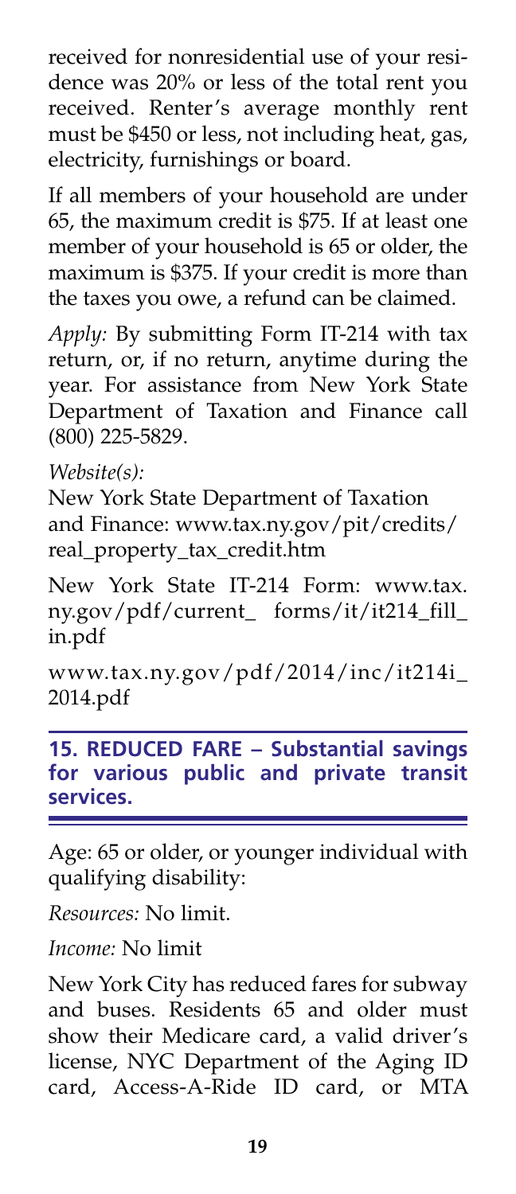received for nonresidential use of your residence was 20% or less of the total rent you received. Renter's average monthly rent must be $450 or less, not including heat, gas, electricity, furnishings or board.

If all members of your household are under 65, the maximum credit is $75. If at least one member of your household is 65 or older, the maximum is $375. If your credit is more than the taxes you owe, a refund can be claimed.

*Apply:* By submitting Form IT-214 with tax return, or, if no return, anytime during the year. For assistance from New York State Department of Taxation and Finance call (800) 225-5829.

*Website(s):*

New York State Department of Taxation and Finance: www.tax.ny.gov/pit/credits/real_property_tax_credit.htm

New York State IT-214 Form: www.tax.ny.gov/pdf/current_ forms/it/it214_fill_in.pdf

www.tax.ny.gov/pdf/2014/inc/it214i_2014.pdf

## 15. REDUCED FARE – Substantial savings for various public and private transit services.

Age: 65 or older, or younger individual with qualifying disability:

*Resources:* No limit.

*Income:* No limit

New York City has reduced fares for subway and buses. Residents 65 and older must show their Medicare card, a valid driver's license, NYC Department of the Aging ID card, Access-A-Ride ID card, or MTA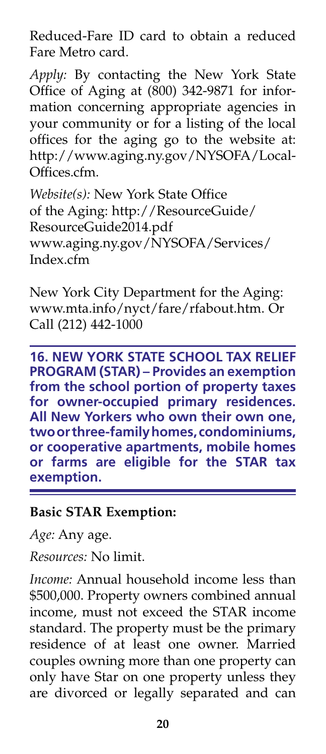Reduced-Fare ID card to obtain a reduced Fare Metro card.

*Apply:* By contacting the New York State Office of Aging at (800) 342-9871 for information concerning appropriate agencies in your community or for a listing of the local offices for the aging go to the website at: http://www.aging.ny.gov/NYSOFA/Local-Offices.cfm.

*Website(s):* New York State Office of the Aging: http://ResourceGuide/ResourceGuide2014.pdf www.aging.ny.gov/NYSOFA/Services/Index.cfm

New York City Department for the Aging: www.mta.info/nyct/fare/rfabout.htm. Or Call (212) 442-1000

## 16. NEW YORK STATE SCHOOL TAX RELIEF PROGRAM (STAR) – Provides an exemption from the school portion of property taxes for owner-occupied primary residences. All New Yorkers who own their own one, two or three-family homes, condominiums, or cooperative apartments, mobile homes or farms are eligible for the STAR tax exemption.

**Basic STAR Exemption:**

*Age:* Any age.

*Resources:* No limit.

*Income:* Annual household income less than \$500,000. Property owners combined annual income, must not exceed the STAR income standard. The property must be the primary residence of at least one owner. Married couples owning more than one property can only have Star on one property unless they are divorced or legally separated and can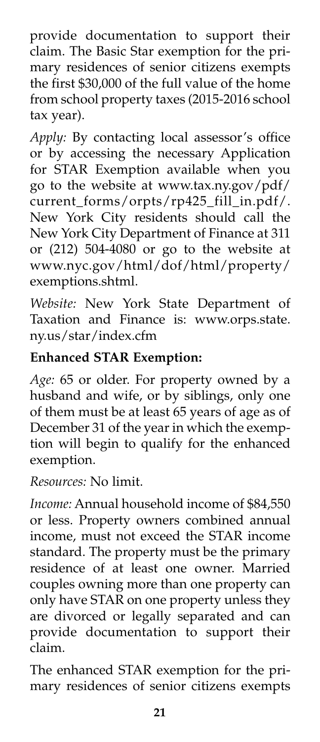provide documentation to support their claim. The Basic Star exemption for the primary residences of senior citizens exempts the first $30,000 of the full value of the home from school property taxes (2015-2016 school tax year).

*Apply:* By contacting local assessor's office or by accessing the necessary Application for STAR Exemption available when you go to the website at www.tax.ny.gov/pdf/current_forms/orpts/rp425_fill_in.pdf/. New York City residents should call the New York City Department of Finance at 311 or (212) 504-4080 or go to the website at www.nyc.gov/html/dof/html/property/exemptions.shtml.

*Website:* New York State Department of Taxation and Finance is: www.orps.state.ny.us/star/index.cfm

**Enhanced STAR Exemption:**

*Age:* 65 or older. For property owned by a husband and wife, or by siblings, only one of them must be at least 65 years of age as of December 31 of the year in which the exemption will begin to qualify for the enhanced exemption.

*Resources:* No limit.

*Income:* Annual household income of $84,550 or less. Property owners combined annual income, must not exceed the STAR income standard. The property must be the primary residence of at least one owner. Married couples owning more than one property can only have STAR on one property unless they are divorced or legally separated and can provide documentation to support their claim.

The enhanced STAR exemption for the primary residences of senior citizens exempts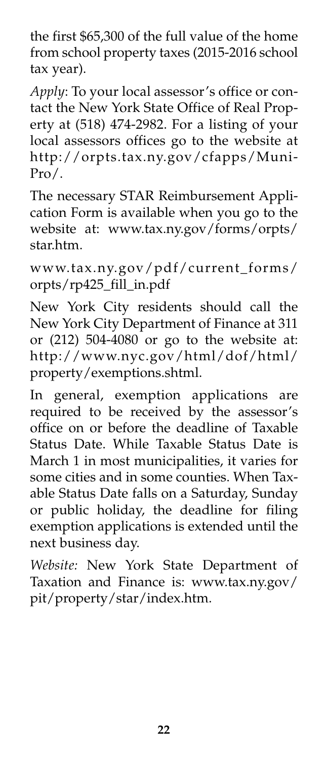the first $65,300 of the full value of the home from school property taxes (2015-2016 school tax year).

*Apply*: To your local assessor's office or contact the New York State Office of Real Property at (518) 474-2982. For a listing of your local assessors offices go to the website at http://orpts.tax.ny.gov/cfapps/MuniPro/.

The necessary STAR Reimbursement Application Form is available when you go to the website at: www.tax.ny.gov/forms/orpts/star.htm.

www.tax.ny.gov/pdf/current_forms/orpts/rp425_fill_in.pdf

New York City residents should call the New York City Department of Finance at 311 or (212) 504-4080 or go to the website at: http://www.nyc.gov/html/dof/html/property/exemptions.shtml.

In general, exemption applications are required to be received by the assessor's office on or before the deadline of Taxable Status Date. While Taxable Status Date is March 1 in most municipalities, it varies for some cities and in some counties. When Taxable Status Date falls on a Saturday, Sunday or public holiday, the deadline for filing exemption applications is extended until the next business day.

*Website:* New York State Department of Taxation and Finance is: www.tax.ny.gov/pit/property/star/index.htm.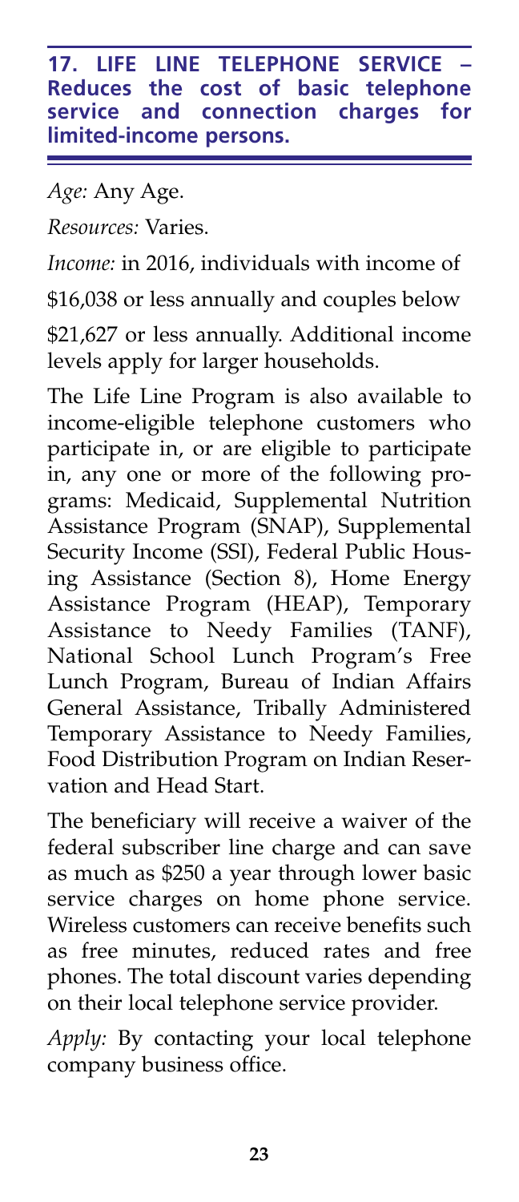## 17. LIFE LINE TELEPHONE SERVICE – Reduces the cost of basic telephone service and connection charges for limited-income persons.

*Age:* Any Age.

*Resources:* Varies.

*Income:* in 2016, individuals with income of $16,038 or less annually and couples below $21,627 or less annually. Additional income levels apply for larger households.

The Life Line Program is also available to income-eligible telephone customers who participate in, or are eligible to participate in, any one or more of the following programs: Medicaid, Supplemental Nutrition Assistance Program (SNAP), Supplemental Security Income (SSI), Federal Public Housing Assistance (Section 8), Home Energy Assistance Program (HEAP), Temporary Assistance to Needy Families (TANF), National School Lunch Program's Free Lunch Program, Bureau of Indian Affairs General Assistance, Tribally Administered Temporary Assistance to Needy Families, Food Distribution Program on Indian Reservation and Head Start.

The beneficiary will receive a waiver of the federal subscriber line charge and can save as much as $250 a year through lower basic service charges on home phone service. Wireless customers can receive benefits such as free minutes, reduced rates and free phones. The total discount varies depending on their local telephone service provider.

*Apply:* By contacting your local telephone company business office.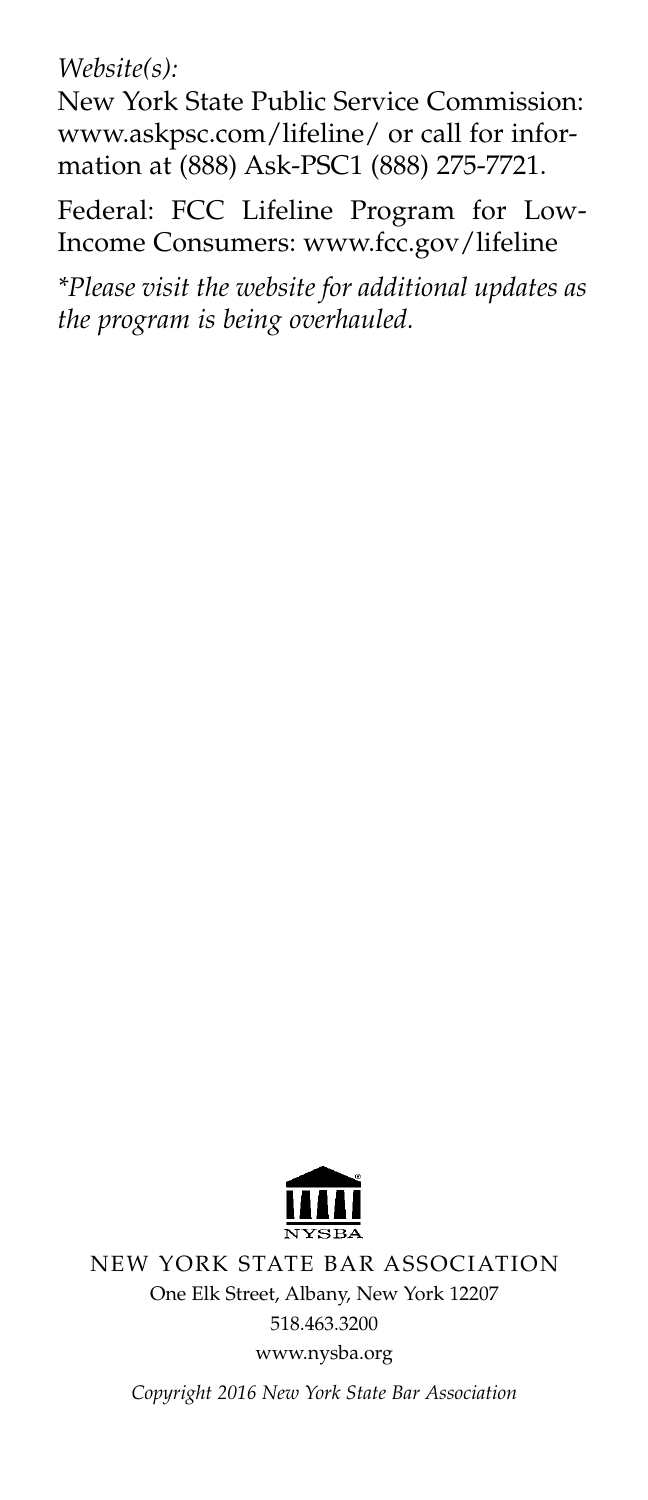*Website(s):*

New York State Public Service Commission: www.askpsc.com/lifeline/ or call for information at (888) Ask-PSC1 (888) 275-7721.

Federal: FCC Lifeline Program for Low-Income Consumers: www.fcc.gov/lifeline

*\*Please visit the website for additional updates as the program is being overhauled.*

NYSBA

NEW YORK STATE BAR ASSOCIATION

One Elk Street, Albany, New York 12207

518.463.3200

www.nysba.org

*Copyright 2016 New York State Bar Association*